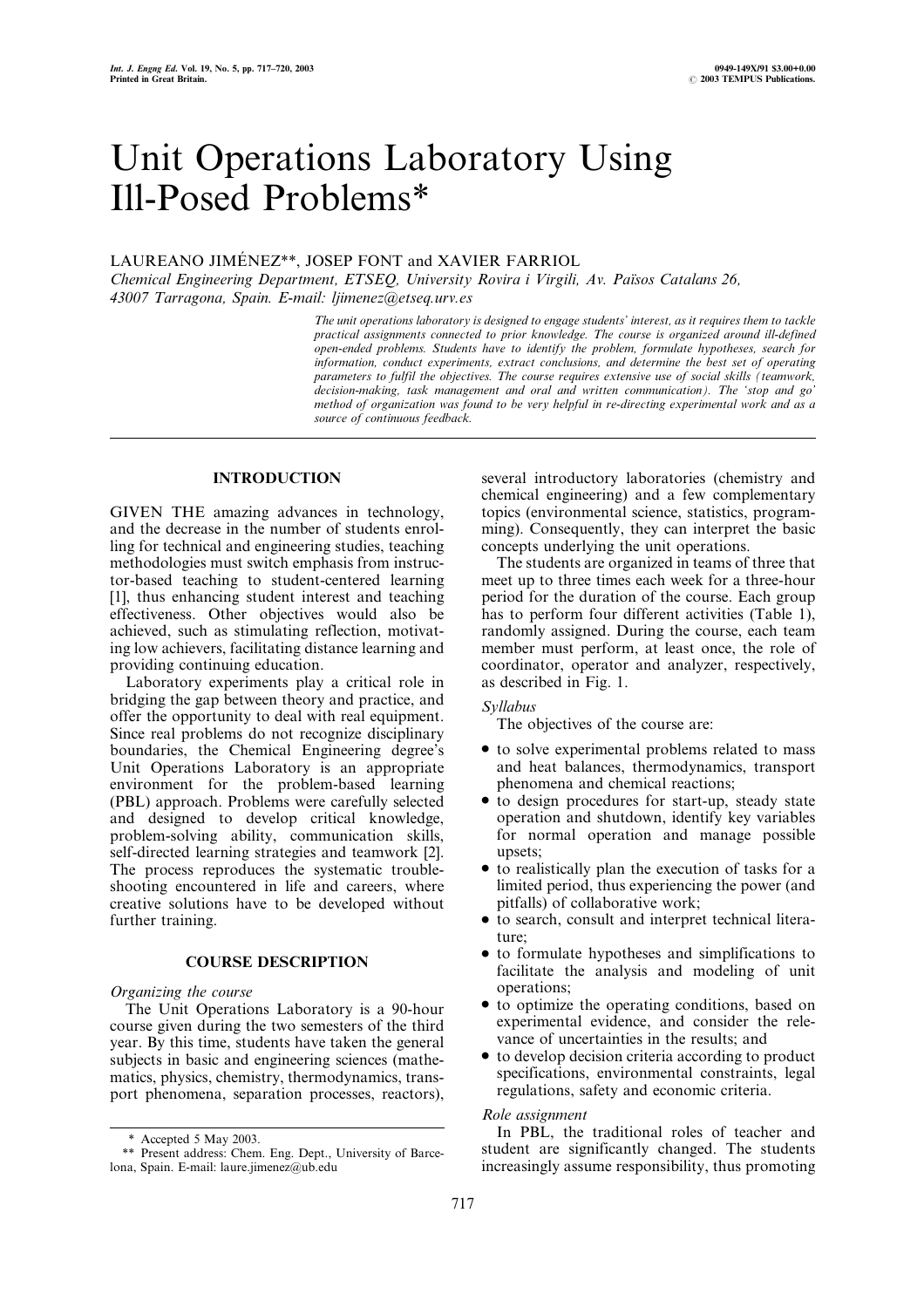# Unit Operations Laboratory Using Ill-Posed Problems*

LAUREANO JIMÉNEZ**, JOSEP FONT and XAVIER FARRIOL

*Chemical Engineering Department, ETSEQ, University Rovira i Virgili, Av. Països Catalans 26, 43007 Tarragona, Spain. E-mail: ljimenez@etseq.urv.es*

*The unit operations laboratory is designed to engage students' interest, as it requires them to tackle practical assignments connected to prior knowledge. The course is organized around ill-defined open-ended problems. Students have to identify the problem, formulate hypotheses, search for information, conduct experiments, extract conclusions, and determine the best set of operating parameters to fulfil the objectives. The course requires extensive use of social skills (teamwork, decision-making, task management and oral and written communication). The 'stop and go' method of organization was found to be very helpful in re-directing experimental work and as a source of continuous feedback.*

## INTRODUCTION

GIVEN THE amazing advances in technology, and the decrease in the number of students enrolling for technical and engineering studies, teaching methodologies must switch emphasis from instructor-based teaching to student-centered learning [1], thus enhancing student interest and teaching effectiveness. Other objectives would also be achieved, such as stimulating reflection, motivating low achievers, facilitating distance learning and providing continuing education.

Laboratory experiments play a critical role in bridging the gap between theory and practice, and offer the opportunity to deal with real equipment. Since real problems do not recognize disciplinary boundaries, the Chemical Engineering degree's Unit Operations Laboratory is an appropriate environment for the problem-based learning (PBL) approach. Problems were carefully selected and designed to develop critical knowledge, problem-solving ability, communication skills, self-directed learning strategies and teamwork [2]. The process reproduces the systematic troubleshooting encountered in life and careers, where creative solutions have to be developed without further training.

## COURSE DESCRIPTION

### *Organizing the course*

The Unit Operations Laboratory is a 90-hour course given during the two semesters of the third year. By this time, students have taken the general subjects in basic and engineering sciences (mathematics, physics, chemistry, thermodynamics, transport phenomena, separation processes, reactors), several introductory laboratories (chemistry and chemical engineering) and a few complementary topics (environmental science, statistics, programming). Consequently, they can interpret the basic concepts underlying the unit operations.

The students are organized in teams of three that meet up to three times each week for a three-hour period for the duration of the course. Each group has to perform four different activities (Table 1), randomly assigned. During the course, each team member must perform, at least once, the role of coordinator, operator and analyzer, respectively, as described in Fig. 1.

### *Syllabus*

The objectives of the course are:

- to solve experimental problems related to mass and heat balances, thermodynamics, transport phenomena and chemical reactions;
- to design procedures for start-up, steady state operation and shutdown, identify key variables for normal operation and manage possible upsets;
- to realistically plan the execution of tasks for a limited period, thus experiencing the power (and pitfalls) of collaborative work;
- to search, consult and interpret technical literature;
- to formulate hypotheses and simplifications to facilitate the analysis and modeling of unit operations;
- to optimize the operating conditions, based on experimental evidence, and consider the relevance of uncertainties in the results; and
- to develop decision criteria according to product specifications, environmental constraints, legal regulations, safety and economic criteria.

### *Role assignment*

In PBL, the traditional roles of teacher and student are significantly changed. The students increasingly assume responsibility, thus promoting

\* Accepted 5 May 2003.

\*\* Present address: Chem. Eng. Dept., University of Barcelona, Spain. E-mail: laure.jimenez@ub.edu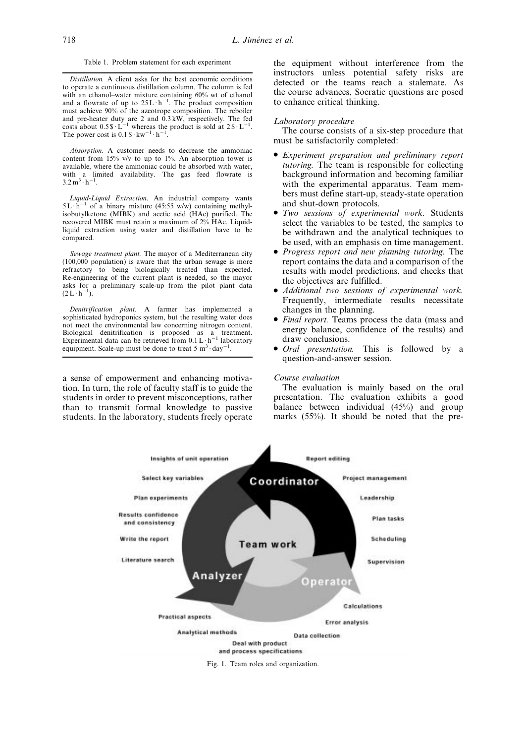Table 1. Problem statement for each experiment

*Distillation.* A client asks for the best economic conditions to operate a continuous distillation column. The column is fed with an ethanol–water mixture containing 60% wt of ethanol and a flowrate of up to $25\,L \cdot h^{-1}$. The product composition must achieve 90% of the azeotrope composition. The reboiler and pre-heater duty are 2 and 0.3 kW, respectively. The fed costs about $0.5\,\$ \cdot L^{-1}$ whereas the product is sold at $2\,\$ \cdot L^{-1}$. The power cost is $0.1\,\$ \cdot kw^{-1} \cdot h^{-1}$.

*Absorption.* A customer needs to decrease the ammoniac content from 15% v/v to up to 1%. An absorption tower is available, where the ammoniac could be absorbed with water, with a limited availability. The gas feed flowrate is $3.2\,m^3 \cdot h^{-1}$.

*Liquid-Liquid Extraction.* An industrial company wants $5\,L \cdot h^{-1}$ of a binary mixture (45:55 w/w) containing methyl-isobutylketone (MIBK) and acetic acid (HAc) purified. The recovered MIBK must retain a maximum of 2% HAc. Liquid-liquid extraction using water and distillation have to be compared.

*Sewage treatment plant.* The mayor of a Mediterranean city (100,000 population) is aware that the urban sewage is more refractory to being biologically treated than expected. Re-engineering of the current plant is needed, so the mayor asks for a preliminary scale-up from the pilot plant data ($2\,L \cdot h^{-1}$).

*Denitrification plant.* A farmer has implemented a sophisticated hydroponics system, but the resulting water does not meet the environmental law concerning nitrogen content. Biological denitrification is proposed as a treatment. Experimental data can be retrieved from $0.1\,L \cdot h^{-1}$ laboratory equipment. Scale-up must be done to treat $5\,m^3 \cdot day^{-1}$.

a sense of empowerment and enhancing motivation. In turn, the role of faculty staff is to guide the students in order to prevent misconceptions, rather than to transmit formal knowledge to passive students. In the laboratory, students freely operate the equipment without interference from the instructors unless potential safety risks are detected or the teams reach a stalemate. As the course advances, Socratic questions are posed to enhance critical thinking.

### *Laboratory procedure*

The course consists of a six-step procedure that must be satisfactorily completed:

- *Experiment preparation and preliminary report tutoring.* The team is responsible for collecting background information and becoming familiar with the experimental apparatus. Team members must define start-up, steady-state operation and shut-down protocols.
- *Two sessions of experimental work.* Students select the variables to be tested, the samples to be withdrawn and the analytical techniques to be used, with an emphasis on time management.
- *Progress report and new planning tutoring.* The report contains the data and a comparison of the results with model predictions, and checks that the objectives are fulfilled.
- *Additional two sessions of experimental work.* Frequently, intermediate results necessitate changes in the planning.
- *Final report.* Teams process the data (mass and energy balance, confidence of the results) and draw conclusions.
- *Oral presentation.* This is followed by a question-and-answer session.

### *Course evaluation*

The evaluation is mainly based on the oral presentation. The evaluation exhibits a good balance between individual (45%) and group marks (55%). It should be noted that the pre-

Fig. 1. Team roles and organization.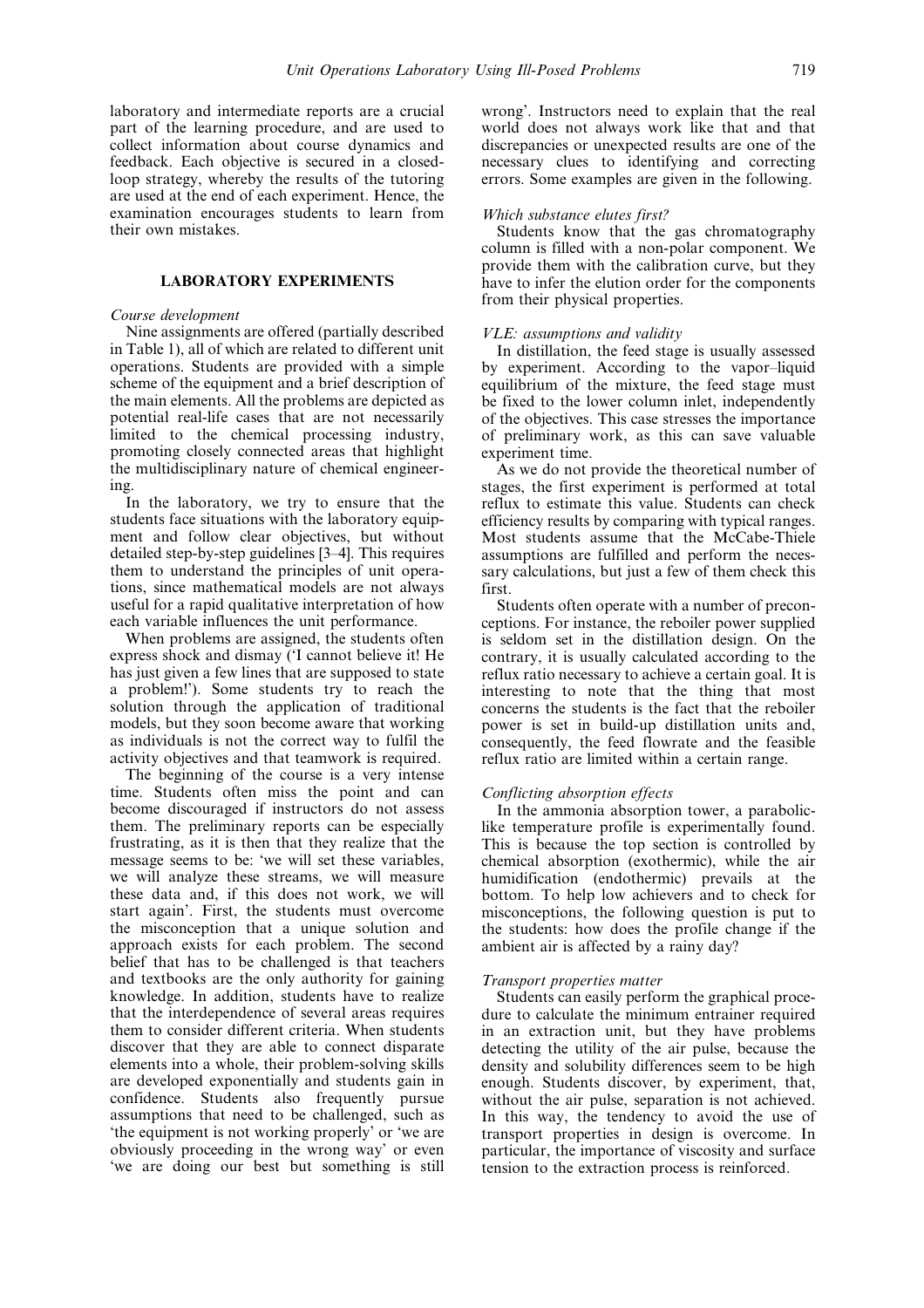laboratory and intermediate reports are a crucial part of the learning procedure, and are used to collect information about course dynamics and feedback. Each objective is secured in a closed-loop strategy, whereby the results of the tutoring are used at the end of each experiment. Hence, the examination encourages students to learn from their own mistakes.

## LABORATORY EXPERIMENTS

*Course development*

Nine assignments are offered (partially described in Table 1), all of which are related to different unit operations. Students are provided with a simple scheme of the equipment and a brief description of the main elements. All the problems are depicted as potential real-life cases that are not necessarily limited to the chemical processing industry, promoting closely connected areas that highlight the multidisciplinary nature of chemical engineering.

In the laboratory, we try to ensure that the students face situations with the laboratory equipment and follow clear objectives, but without detailed step-by-step guidelines [3–4]. This requires them to understand the principles of unit operations, since mathematical models are not always useful for a rapid qualitative interpretation of how each variable influences the unit performance.

When problems are assigned, the students often express shock and dismay ('I cannot believe it! He has just given a few lines that are supposed to state a problem!'). Some students try to reach the solution through the application of traditional models, but they soon become aware that working as individuals is not the correct way to fulfil the activity objectives and that teamwork is required.

The beginning of the course is a very intense time. Students often miss the point and can become discouraged if instructors do not assess them. The preliminary reports can be especially frustrating, as it is then that they realize that the message seems to be: 'we will set these variables, we will analyze these streams, we will measure these data and, if this does not work, we will start again'. First, the students must overcome the misconception that a unique solution and approach exists for each problem. The second belief that has to be challenged is that teachers and textbooks are the only authority for gaining knowledge. In addition, students have to realize that the interdependence of several areas requires them to consider different criteria. When students discover that they are able to connect disparate elements into a whole, their problem-solving skills are developed exponentially and students gain in confidence. Students also frequently pursue assumptions that need to be challenged, such as 'the equipment is not working properly' or 'we are obviously proceeding in the wrong way' or even 'we are doing our best but something is still wrong'. Instructors need to explain that the real world does not always work like that and that discrepancies or unexpected results are one of the necessary clues to identifying and correcting errors. Some examples are given in the following.

*Which substance elutes first?*

Students know that the gas chromatography column is filled with a non-polar component. We provide them with the calibration curve, but they have to infer the elution order for the components from their physical properties.

*VLE: assumptions and validity*

In distillation, the feed stage is usually assessed by experiment. According to the vapor–liquid equilibrium of the mixture, the feed stage must be fixed to the lower column inlet, independently of the objectives. This case stresses the importance of preliminary work, as this can save valuable experiment time.

As we do not provide the theoretical number of stages, the first experiment is performed at total reflux to estimate this value. Students can check efficiency results by comparing with typical ranges. Most students assume that the McCabe-Thiele assumptions are fulfilled and perform the necessary calculations, but just a few of them check this first.

Students often operate with a number of preconceptions. For instance, the reboiler power supplied is seldom set in the distillation design. On the contrary, it is usually calculated according to the reflux ratio necessary to achieve a certain goal. It is interesting to note that the thing that most concerns the students is the fact that the reboiler power is set in build-up distillation units and, consequently, the feed flowrate and the feasible reflux ratio are limited within a certain range.

*Conflicting absorption effects*

In the ammonia absorption tower, a parabolic-like temperature profile is experimentally found. This is because the top section is controlled by chemical absorption (exothermic), while the air humidification (endothermic) prevails at the bottom. To help low achievers and to check for misconceptions, the following question is put to the students: how does the profile change if the ambient air is affected by a rainy day?

*Transport properties matter*

Students can easily perform the graphical procedure to calculate the minimum entrainer required in an extraction unit, but they have problems detecting the utility of the air pulse, because the density and solubility differences seem to be high enough. Students discover, by experiment, that, without the air pulse, separation is not achieved. In this way, the tendency to avoid the use of transport properties in design is overcome. In particular, the importance of viscosity and surface tension to the extraction process is reinforced.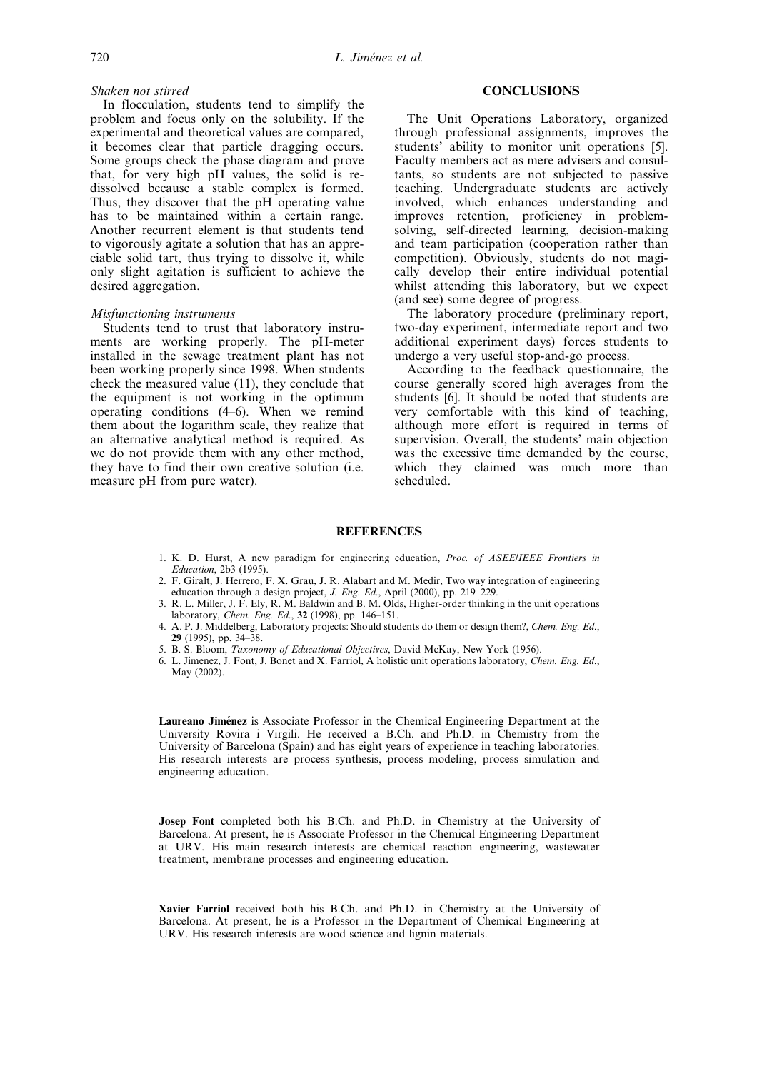*Shaken not stirred*

In flocculation, students tend to simplify the problem and focus only on the solubility. If the experimental and theoretical values are compared, it becomes clear that particle dragging occurs. Some groups check the phase diagram and prove that, for very high pH values, the solid is re-dissolved because a stable complex is formed. Thus, they discover that the pH operating value has to be maintained within a certain range. Another recurrent element is that students tend to vigorously agitate a solution that has an appreciable solid tart, thus trying to dissolve it, while only slight agitation is sufficient to achieve the desired aggregation.

*Misfunctioning instruments*

Students tend to trust that laboratory instruments are working properly. The pH-meter installed in the sewage treatment plant has not been working properly since 1998. When students check the measured value (11), they conclude that the equipment is not working in the optimum operating conditions (4–6). When we remind them about the logarithm scale, they realize that an alternative analytical method is required. As we do not provide them with any other method, they have to find their own creative solution (i.e. measure pH from pure water).

## CONCLUSIONS

The Unit Operations Laboratory, organized through professional assignments, improves the students' ability to monitor unit operations [5]. Faculty members act as mere advisers and consultants, so students are not subjected to passive teaching. Undergraduate students are actively involved, which enhances understanding and improves retention, proficiency in problem-solving, self-directed learning, decision-making and team participation (cooperation rather than competition). Obviously, students do not magically develop their entire individual potential whilst attending this laboratory, but we expect (and see) some degree of progress.

The laboratory procedure (preliminary report, two-day experiment, intermediate report and two additional experiment days) forces students to undergo a very useful stop-and-go process.

According to the feedback questionnaire, the course generally scored high averages from the students [6]. It should be noted that students are very comfortable with this kind of teaching, although more effort is required in terms of supervision. Overall, the students' main objection was the excessive time demanded by the course, which they claimed was much more than scheduled.

## REFERENCES

1. K. D. Hurst, A new paradigm for engineering education, *Proc. of ASEE/IEEE Frontiers in Education*, 2b3 (1995).
2. F. Giralt, J. Herrero, F. X. Grau, J. R. Alabart and M. Medir, Two way integration of engineering education through a design project, *J. Eng. Ed*., April (2000), pp. 219–229.
3. R. L. Miller, J. F. Ely, R. M. Baldwin and B. M. Olds, Higher-order thinking in the unit operations laboratory, *Chem. Eng. Ed*., **32** (1998), pp. 146–151.
4. A. P. J. Middelberg, Laboratory projects: Should students do them or design them?, *Chem. Eng. Ed*., **29** (1995), pp. 34–38.
5. B. S. Bloom, *Taxonomy of Educational Objectives*, David McKay, New York (1956).
6. L. Jimenez, J. Font, J. Bonet and X. Farriol, A holistic unit operations laboratory, *Chem. Eng. Ed*., May (2002).

**Laureano Jiménez** is Associate Professor in the Chemical Engineering Department at the University Rovira i Virgili. He received a B.Ch. and Ph.D. in Chemistry from the University of Barcelona (Spain) and has eight years of experience in teaching laboratories. His research interests are process synthesis, process modeling, process simulation and engineering education.

**Josep Font** completed both his B.Ch. and Ph.D. in Chemistry at the University of Barcelona. At present, he is Associate Professor in the Chemical Engineering Department at URV. His main research interests are chemical reaction engineering, wastewater treatment, membrane processes and engineering education.

**Xavier Farriol** received both his B.Ch. and Ph.D. in Chemistry at the University of Barcelona. At present, he is a Professor in the Department of Chemical Engineering at URV. His research interests are wood science and lignin materials.